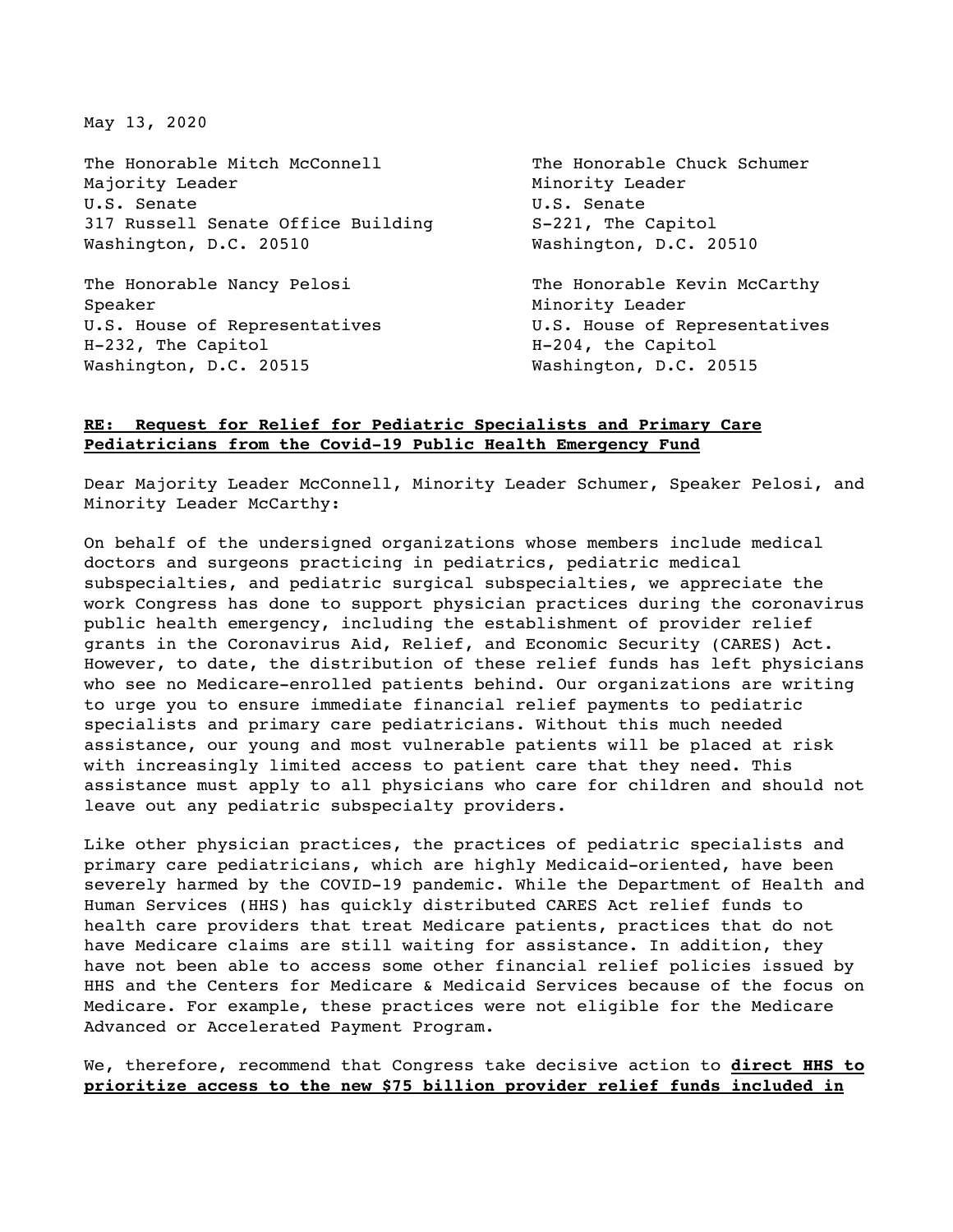May 13, 2020

The Honorable Mitch McConnell
Majority Leader
U.S. Senate
317 Russell Senate Office Building
Washington, D.C. 20510

The Honorable Chuck Schumer
Minority Leader
U.S. Senate
S-221, The Capitol
Washington, D.C. 20510

The Honorable Nancy Pelosi
Speaker
U.S. House of Representatives
H-232, The Capitol
Washington, D.C. 20515

The Honorable Kevin McCarthy
Minority Leader
U.S. House of Representatives
H-204, the Capitol
Washington, D.C. 20515

**<u>RE: Request for Relief for Pediatric Specialists and Primary Care Pediatricians from the Covid-19 Public Health Emergency Fund</u>**

Dear Majority Leader McConnell, Minority Leader Schumer, Speaker Pelosi, and Minority Leader McCarthy:

On behalf of the undersigned organizations whose members include medical doctors and surgeons practicing in pediatrics, pediatric medical subspecialties, and pediatric surgical subspecialties, we appreciate the work Congress has done to support physician practices during the coronavirus public health emergency, including the establishment of provider relief grants in the Coronavirus Aid, Relief, and Economic Security (CARES) Act. However, to date, the distribution of these relief funds has left physicians who see no Medicare-enrolled patients behind. Our organizations are writing to urge you to ensure immediate financial relief payments to pediatric specialists and primary care pediatricians. Without this much needed assistance, our young and most vulnerable patients will be placed at risk with increasingly limited access to patient care that they need. This assistance must apply to all physicians who care for children and should not leave out any pediatric subspecialty providers.

Like other physician practices, the practices of pediatric specialists and primary care pediatricians, which are highly Medicaid-oriented, have been severely harmed by the COVID-19 pandemic. While the Department of Health and Human Services (HHS) has quickly distributed CARES Act relief funds to health care providers that treat Medicare patients, practices that do not have Medicare claims are still waiting for assistance. In addition, they have not been able to access some other financial relief policies issued by HHS and the Centers for Medicare & Medicaid Services because of the focus on Medicare. For example, these practices were not eligible for the Medicare Advanced or Accelerated Payment Program.

We, therefore, recommend that Congress take decisive action to **<u>direct HHS to prioritize access to the new $75 billion provider relief funds included in</u>**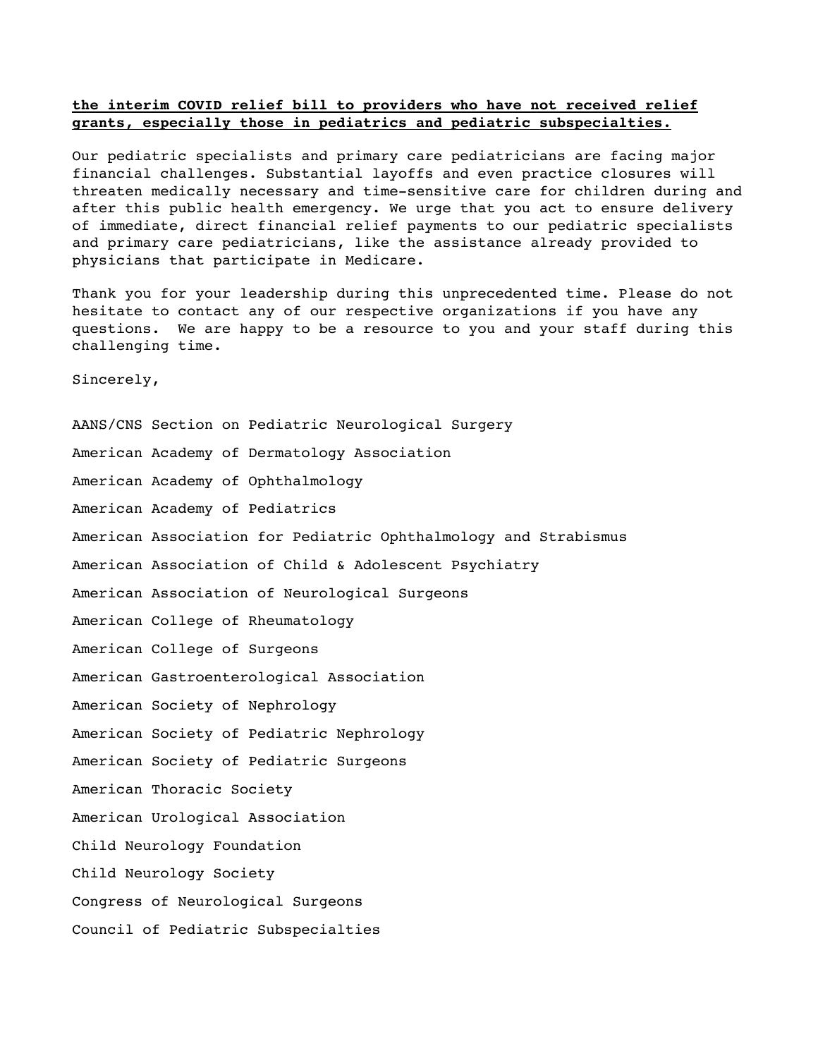**the interim COVID relief bill to providers who have not received relief grants, especially those in pediatrics and pediatric subspecialties.**

Our pediatric specialists and primary care pediatricians are facing major financial challenges. Substantial layoffs and even practice closures will threaten medically necessary and time-sensitive care for children during and after this public health emergency. We urge that you act to ensure delivery of immediate, direct financial relief payments to our pediatric specialists and primary care pediatricians, like the assistance already provided to physicians that participate in Medicare.

Thank you for your leadership during this unprecedented time. Please do not hesitate to contact any of our respective organizations if you have any questions. We are happy to be a resource to you and your staff during this challenging time.

Sincerely,

AANS/CNS Section on Pediatric Neurological Surgery

American Academy of Dermatology Association

American Academy of Ophthalmology

American Academy of Pediatrics

American Association for Pediatric Ophthalmology and Strabismus

American Association of Child & Adolescent Psychiatry

American Association of Neurological Surgeons

American College of Rheumatology

American College of Surgeons

American Gastroenterological Association

American Society of Nephrology

American Society of Pediatric Nephrology

American Society of Pediatric Surgeons

American Thoracic Society

American Urological Association

Child Neurology Foundation

Child Neurology Society

Congress of Neurological Surgeons

Council of Pediatric Subspecialties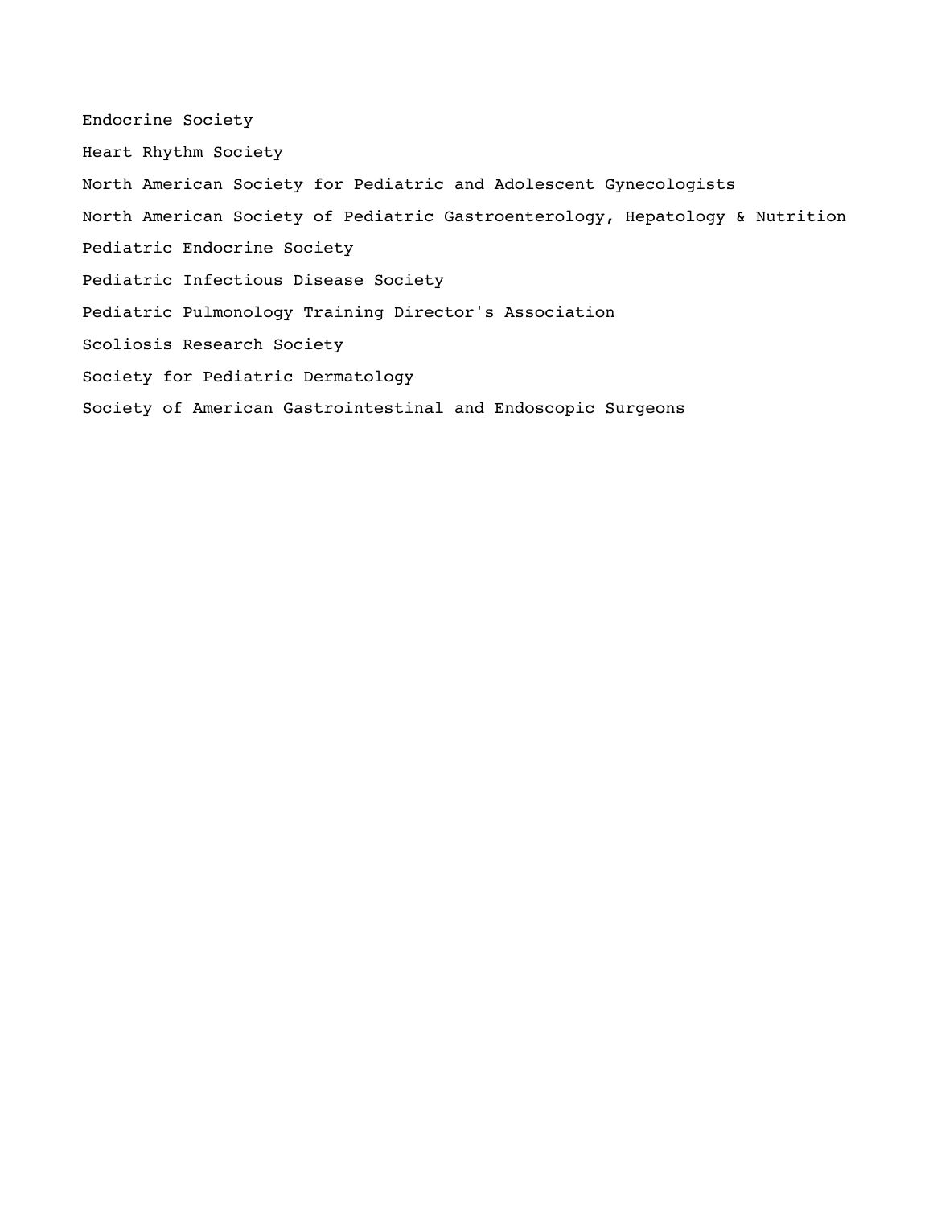Endocrine Society

Heart Rhythm Society

North American Society for Pediatric and Adolescent Gynecologists

North American Society of Pediatric Gastroenterology, Hepatology & Nutrition

Pediatric Endocrine Society

Pediatric Infectious Disease Society

Pediatric Pulmonology Training Director's Association

Scoliosis Research Society

Society for Pediatric Dermatology

Society of American Gastrointestinal and Endoscopic Surgeons